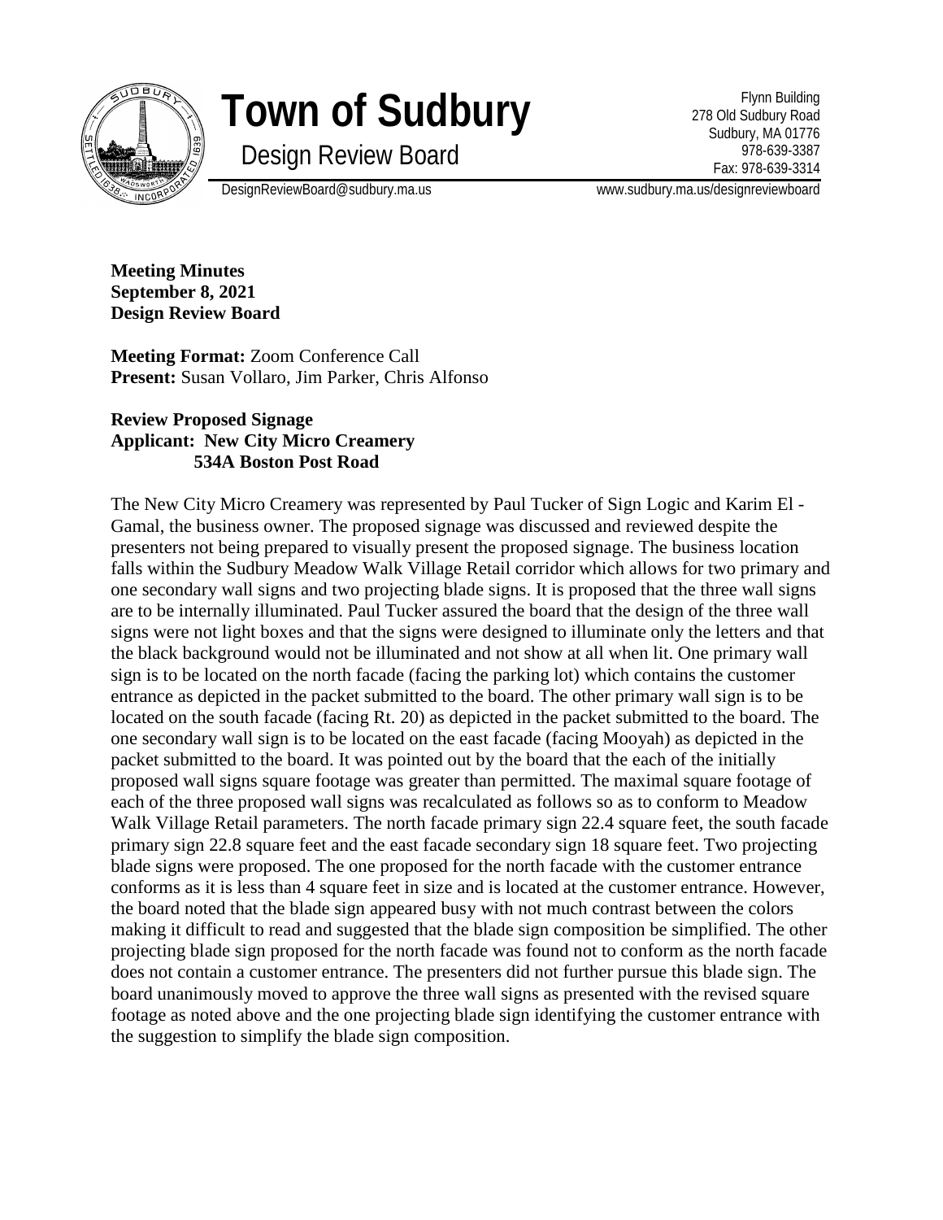# Town of Sudbury

## Design Review Board

Flynn Building
278 Old Sudbury Road
Sudbury, MA 01776
978-639-3387
Fax: 978-639-3314

DesignReviewBoard@sudbury.ma.us www.sudbury.ma.us/designreviewboard

**Meeting Minutes**
**September 8, 2021**
**Design Review Board**

**Meeting Format:** Zoom Conference Call
**Present:** Susan Vollaro, Jim Parker, Chris Alfonso

**Review Proposed Signage**
**Applicant: New City Micro Creamery**
**534A Boston Post Road**

The New City Micro Creamery was represented by Paul Tucker of Sign Logic and Karim El - Gamal, the business owner. The proposed signage was discussed and reviewed despite the presenters not being prepared to visually present the proposed signage. The business location falls within the Sudbury Meadow Walk Village Retail corridor which allows for two primary and one secondary wall signs and two projecting blade signs. It is proposed that the three wall signs are to be internally illuminated. Paul Tucker assured the board that the design of the three wall signs were not light boxes and that the signs were designed to illuminate only the letters and that the black background would not be illuminated and not show at all when lit. One primary wall sign is to be located on the north facade (facing the parking lot) which contains the customer entrance as depicted in the packet submitted to the board. The other primary wall sign is to be located on the south facade (facing Rt. 20) as depicted in the packet submitted to the board. The one secondary wall sign is to be located on the east facade (facing Mooyah) as depicted in the packet submitted to the board. It was pointed out by the board that the each of the initially proposed wall signs square footage was greater than permitted. The maximal square footage of each of the three proposed wall signs was recalculated as follows so as to conform to Meadow Walk Village Retail parameters. The north facade primary sign 22.4 square feet, the south facade primary sign 22.8 square feet and the east facade secondary sign 18 square feet. Two projecting blade signs were proposed. The one proposed for the north facade with the customer entrance conforms as it is less than 4 square feet in size and is located at the customer entrance. However, the board noted that the blade sign appeared busy with not much contrast between the colors making it difficult to read and suggested that the blade sign composition be simplified. The other projecting blade sign proposed for the north facade was found not to conform as the north facade does not contain a customer entrance. The presenters did not further pursue this blade sign. The board unanimously moved to approve the three wall signs as presented with the revised square footage as noted above and the one projecting blade sign identifying the customer entrance with the suggestion to simplify the blade sign composition.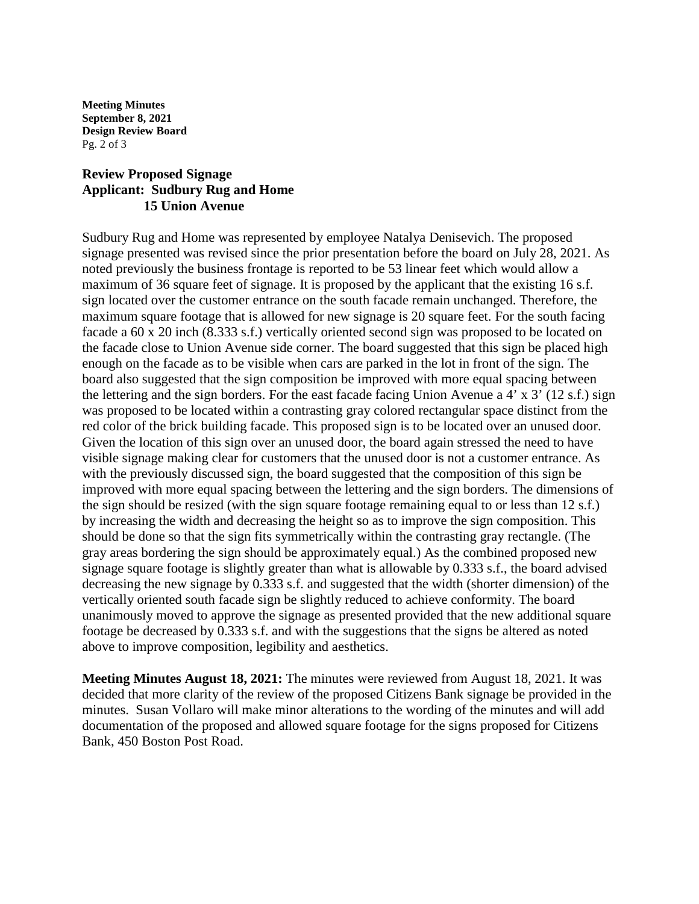## Review Proposed Signage
## Applicant: Sudbury Rug and Home
## 15 Union Avenue

Sudbury Rug and Home was represented by employee Natalya Denisevich. The proposed signage presented was revised since the prior presentation before the board on July 28, 2021. As noted previously the business frontage is reported to be 53 linear feet which would allow a maximum of 36 square feet of signage. It is proposed by the applicant that the existing 16 s.f. sign located over the customer entrance on the south facade remain unchanged. Therefore, the maximum square footage that is allowed for new signage is 20 square feet. For the south facing facade a 60 x 20 inch (8.333 s.f.) vertically oriented second sign was proposed to be located on the facade close to Union Avenue side corner. The board suggested that this sign be placed high enough on the facade as to be visible when cars are parked in the lot in front of the sign. The board also suggested that the sign composition be improved with more equal spacing between the lettering and the sign borders. For the east facade facing Union Avenue a 4' x 3' (12 s.f.) sign was proposed to be located within a contrasting gray colored rectangular space distinct from the red color of the brick building facade. This proposed sign is to be located over an unused door. Given the location of this sign over an unused door, the board again stressed the need to have visible signage making clear for customers that the unused door is not a customer entrance. As with the previously discussed sign, the board suggested that the composition of this sign be improved with more equal spacing between the lettering and the sign borders. The dimensions of the sign should be resized (with the sign square footage remaining equal to or less than 12 s.f.) by increasing the width and decreasing the height so as to improve the sign composition. This should be done so that the sign fits symmetrically within the contrasting gray rectangle. (The gray areas bordering the sign should be approximately equal.) As the combined proposed new signage square footage is slightly greater than what is allowable by 0.333 s.f., the board advised decreasing the new signage by 0.333 s.f. and suggested that the width (shorter dimension) of the vertically oriented south facade sign be slightly reduced to achieve conformity. The board unanimously moved to approve the signage as presented provided that the new additional square footage be decreased by 0.333 s.f. and with the suggestions that the signs be altered as noted above to improve composition, legibility and aesthetics.

**Meeting Minutes August 18, 2021:** The minutes were reviewed from August 18, 2021. It was decided that more clarity of the review of the proposed Citizens Bank signage be provided in the minutes. Susan Vollaro will make minor alterations to the wording of the minutes and will add documentation of the proposed and allowed square footage for the signs proposed for Citizens Bank, 450 Boston Post Road.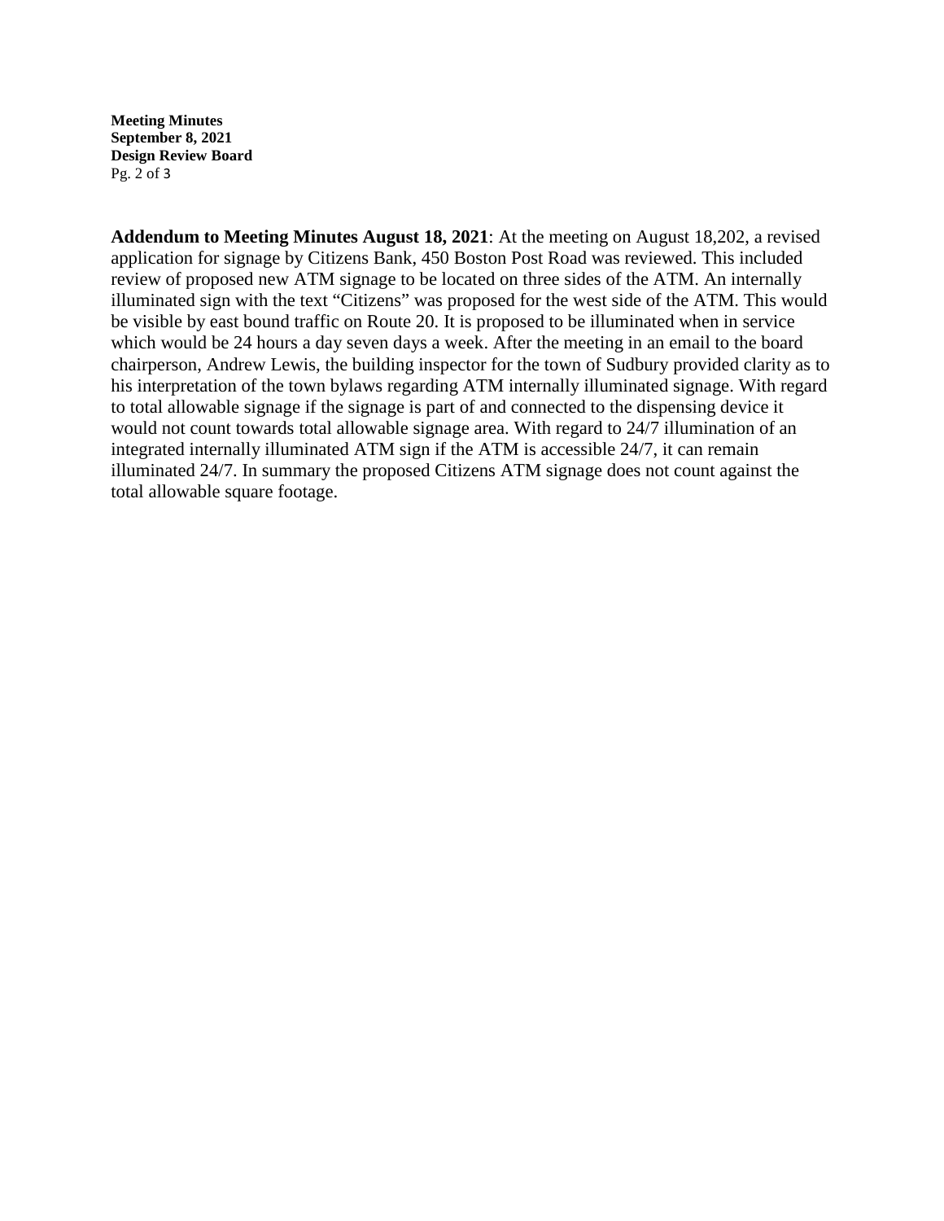**Addendum to Meeting Minutes August 18, 2021**: At the meeting on August 18,202, a revised application for signage by Citizens Bank, 450 Boston Post Road was reviewed. This included review of proposed new ATM signage to be located on three sides of the ATM. An internally illuminated sign with the text "Citizens" was proposed for the west side of the ATM. This would be visible by east bound traffic on Route 20. It is proposed to be illuminated when in service which would be 24 hours a day seven days a week. After the meeting in an email to the board chairperson, Andrew Lewis, the building inspector for the town of Sudbury provided clarity as to his interpretation of the town bylaws regarding ATM internally illuminated signage. With regard to total allowable signage if the signage is part of and connected to the dispensing device it would not count towards total allowable signage area. With regard to 24/7 illumination of an integrated internally illuminated ATM sign if the ATM is accessible 24/7, it can remain illuminated 24/7. In summary the proposed Citizens ATM signage does not count against the total allowable square footage.